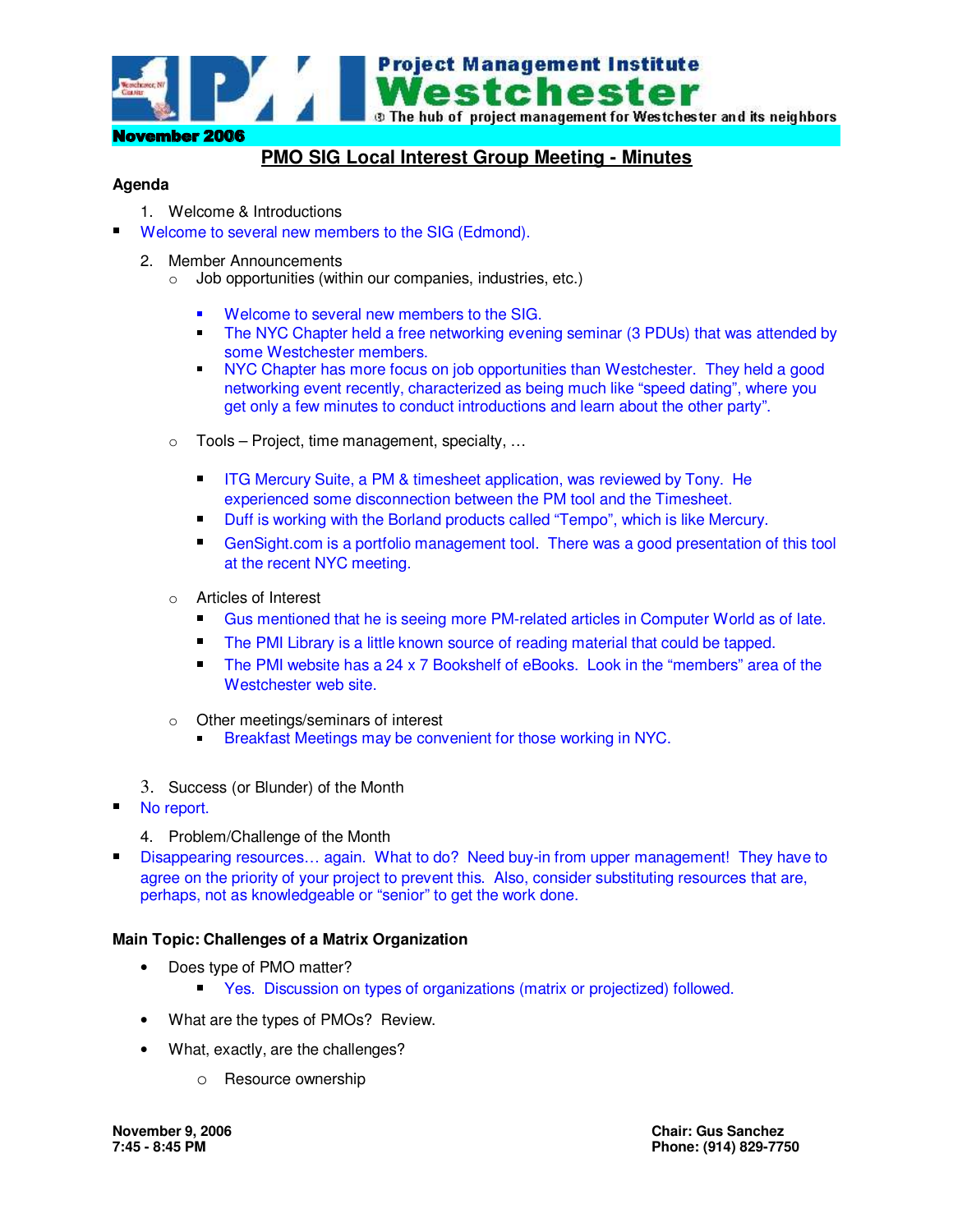Project Management Institute
# Westchester
The hub of project management for Westchester and its neighbors

**November 2006**

## PMO SIG Local Interest Group Meeting - Minutes

**Agenda**

1. Welcome & Introductions

- Welcome to several new members to the SIG (Edmond).

2. Member Announcements
   - Job opportunities (within our companies, industries, etc.)
     - Welcome to several new members to the SIG.
     - The NYC Chapter held a free networking evening seminar (3 PDUs) that was attended by some Westchester members.
     - NYC Chapter has more focus on job opportunities than Westchester. They held a good networking event recently, characterized as being much like "speed dating", where you get only a few minutes to conduct introductions and learn about the other party".
   - Tools – Project, time management, specialty, …
     - ITG Mercury Suite, a PM & timesheet application, was reviewed by Tony. He experienced some disconnection between the PM tool and the Timesheet.
     - Duff is working with the Borland products called "Tempo", which is like Mercury.
     - GenSight.com is a portfolio management tool. There was a good presentation of this tool at the recent NYC meeting.
   - Articles of Interest
     - Gus mentioned that he is seeing more PM-related articles in Computer World as of late.
     - The PMI Library is a little known source of reading material that could be tapped.
     - The PMI website has a 24 x 7 Bookshelf of eBooks. Look in the "members" area of the Westchester web site.
   - Other meetings/seminars of interest
     - Breakfast Meetings may be convenient for those working in NYC.

3. Success (or Blunder) of the Month

- No report.

4. Problem/Challenge of the Month

- Disappearing resources… again. What to do? Need buy-in from upper management! They have to agree on the priority of your project to prevent this. Also, consider substituting resources that are, perhaps, not as knowledgeable or "senior" to get the work done.

**Main Topic: Challenges of a Matrix Organization**

- Does type of PMO matter?
  - Yes. Discussion on types of organizations (matrix or projectized) followed.
- What are the types of PMOs? Review.
- What, exactly, are the challenges?
  - Resource ownership

**November 9, 2006**
**7:45 - 8:45 PM**

**Chair: Gus Sanchez**
**Phone: (914) 829-7750**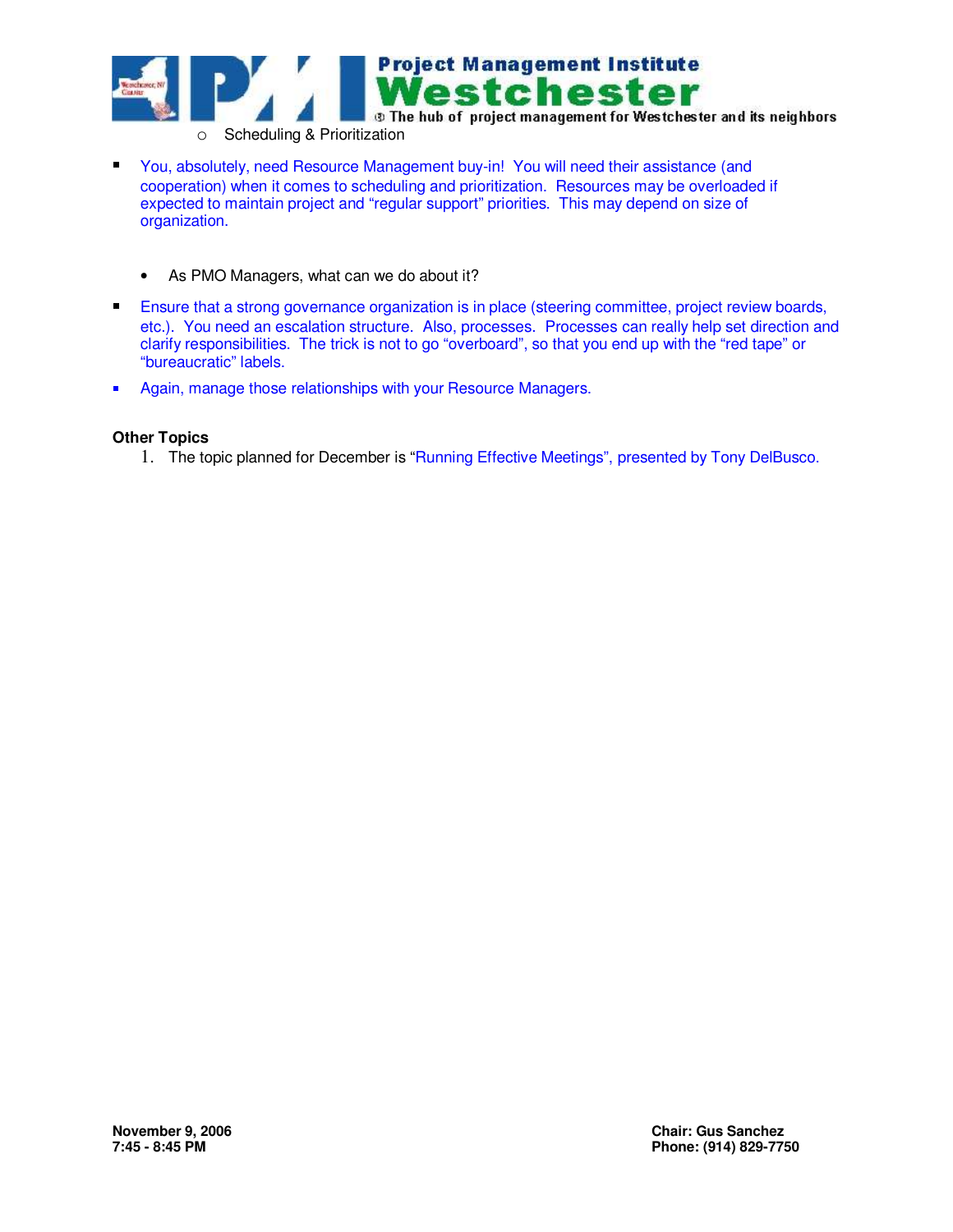- Scheduling & Prioritization

- You, absolutely, need Resource Management buy-in! You will need their assistance (and cooperation) when it comes to scheduling and prioritization. Resources may be overloaded if expected to maintain project and "regular support" priorities. This may depend on size of organization.

  - As PMO Managers, what can we do about it?

- Ensure that a strong governance organization is in place (steering committee, project review boards, etc.). You need an escalation structure. Also, processes. Processes can really help set direction and clarify responsibilities. The trick is not to go "overboard", so that you end up with the "red tape" or "bureaucratic" labels.
- Again, manage those relationships with your Resource Managers.

**Other Topics**

1. The topic planned for December is "Running Effective Meetings", presented by Tony DelBusco.

**November 9, 2006**
**7:45 - 8:45 PM**

**Chair: Gus Sanchez**
**Phone: (914) 829-7750**